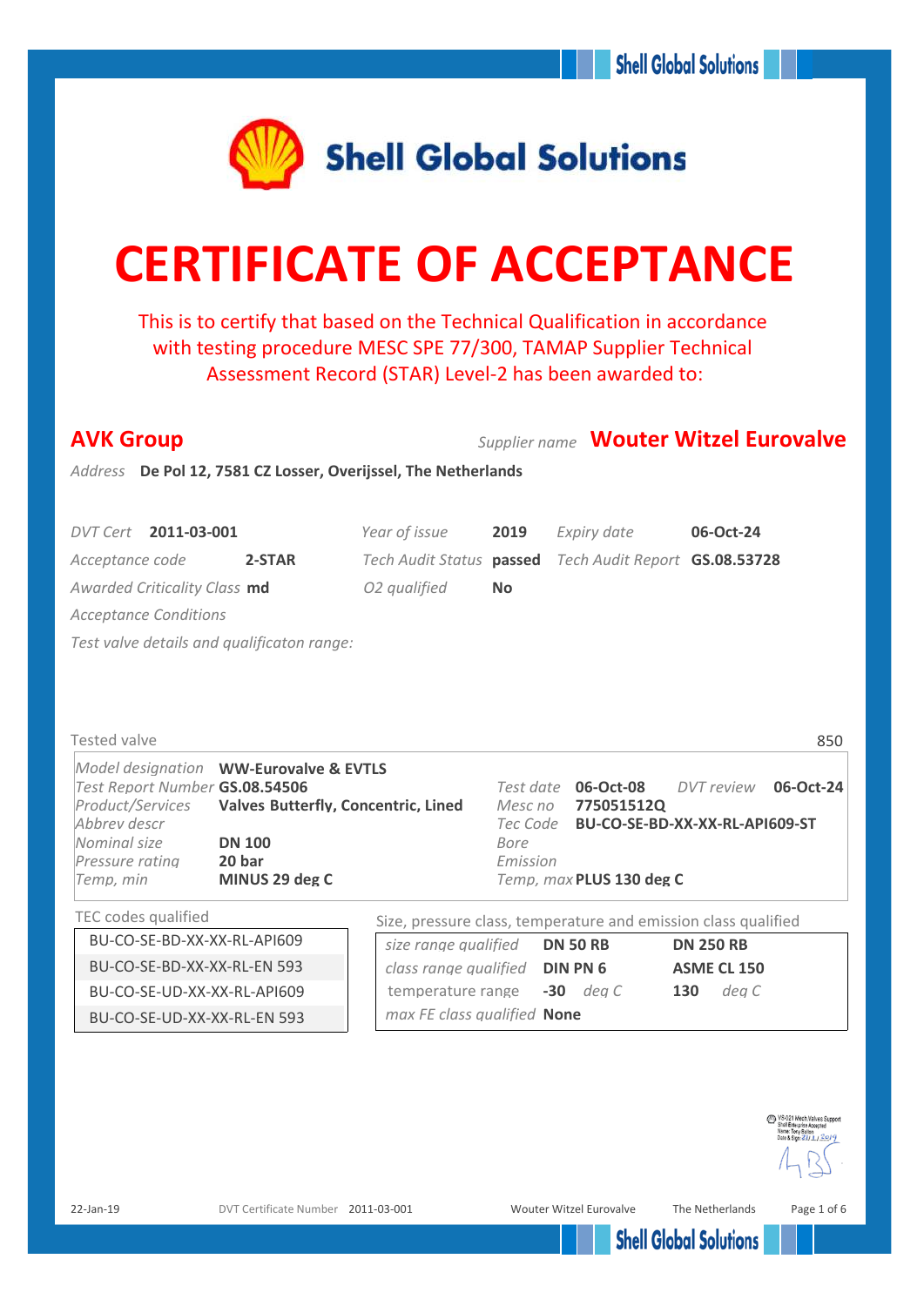Shell Global Solutions

# CERTIFICATE OF ACCEPTANCE

This is to certify that based on the Technical Qualification in accordance with testing procedure MESC SPE 77/300, TAMAP Supplier Technical Assessment Record (STAR) Level-2 has been awarded to:

## AVK Group

*Supplier name* **Wouter Witzel Eurovalve**

*Address* **De Pol 12, 7581 CZ Losser, Overijssel, The Netherlands**

| | | | | | |
|---|---|---|---|---|---|
| *DVT Cert* | **2011-03-001** | *Year of issue* | **2019** | *Expiry date* | **06-Oct-24** |
| *Acceptance code* | **2-STAR** | *Tech Audit Status* | **passed** | *Tech Audit Report* | **GS.08.53728** |
| *Awarded Criticality Class* | **md** | *O2 qualified* | **No** | | |

*Acceptance Conditions*

*Test valve details and qualificaton range:*

Tested valve 850

| | | | | | |
|---|---|---|---|---|---|
| *Model designation* | **WW-Eurovalve & EVTLS** | | | | |
| *Test Report Number* | **GS.08.54506** | *Test date* | **06-Oct-08** | *DVT review* | **06-Oct-24** |
| *Product/Services* | **Valves Butterfly, Concentric, Lined** | *Mesc no* | **775051512Q** | | |
| *Abbrev descr* | | *Tec Code* | **BU-CO-SE-BD-XX-XX-RL-API609-ST** | | |
| *Nominal size* | **DN 100** | *Bore* | | | |
| *Pressure rating* | **20 bar** | *Emission* | | | |
| *Temp, min* | **MINUS 29 deg C** | *Temp, max* | **PLUS 130 deg C** | | |

TEC codes qualified

| |
|---|
| BU-CO-SE-BD-XX-XX-RL-API609 |
| BU-CO-SE-BD-XX-XX-RL-EN 593 |
| BU-CO-SE-UD-XX-XX-RL-API609 |
| BU-CO-SE-UD-XX-XX-RL-EN 593 |

Size, pressure class, temperature and emission class qualified

| | | |
|---|---|---|
| *size range qualified* | **DN 50 RB** | **DN 250 RB** |
| *class range qualified* | **DIN PN 6** | **ASME CL 150** |
| temperature range | **-30** *deg C* | **130** *deg C* |
| *max FE class qualified* | **None** | |

VS-021 Mech.Valves Support
Shell Enterprise Accepted
Name: Tony Bolton
Date & Sign: 21.1.2019

22-Jan-19 DVT Certificate Number 2011-03-001 Wouter Witzel Eurovalve The Netherlands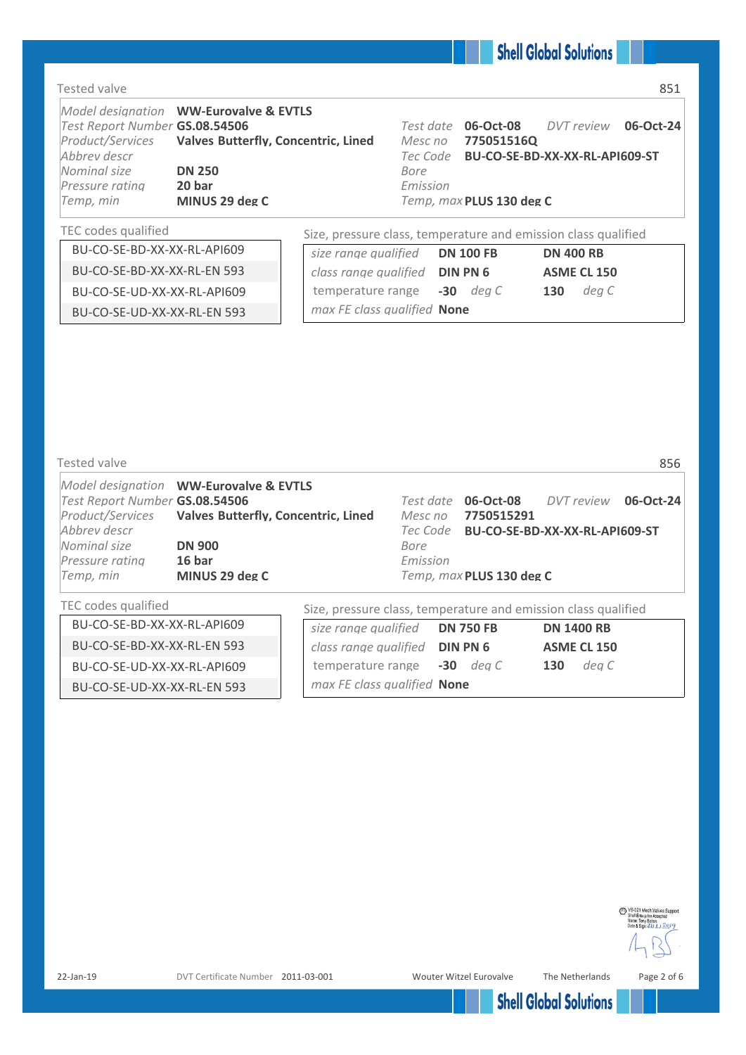## Tested valve 851

| | | | | | |
|---|---|---|---|---|---|
| *Model designation* | **WW-Eurovalve & EVTLS** | | | | |
| *Test Report Number* | **GS.08.54506** | *Test date* | **06-Oct-08** | *DVT review* | **06-Oct-24** |
| *Product/Services* | **Valves Butterfly, Concentric, Lined** | *Mesc no* | **775051516Q** | | |
| *Abbrev descr* | | *Tec Code* | **BU-CO-SE-BD-XX-XX-RL-API609-ST** | | |
| *Nominal size* | **DN 250** | *Bore* | | | |
| *Pressure rating* | **20 bar** | *Emission* | | | |
| *Temp, min* | **MINUS 29 deg C** | *Temp, max* | **PLUS 130 deg C** | | |

**TEC codes qualified**

| |
|---|
| BU-CO-SE-BD-XX-XX-RL-API609 |
| BU-CO-SE-BD-XX-XX-RL-EN 593 |
| BU-CO-SE-UD-XX-XX-RL-API609 |
| BU-CO-SE-UD-XX-XX-RL-EN 593 |

**Size, pressure class, temperature and emission class qualified**

| | | | | |
|---|---|---|---|---|
| *size range qualified* | **DN 100 FB** | | **DN 400 RB** | |
| *class range qualified* | **DIN PN 6** | | **ASME CL 150** | |
| temperature range | **-30** | *deg C* | **130** | *deg C* |
| *max FE class qualified* | **None** | | | |

## Tested valve 856

| | | | | | |
|---|---|---|---|---|---|
| *Model designation* | **WW-Eurovalve & EVTLS** | | | | |
| *Test Report Number* | **GS.08.54506** | *Test date* | **06-Oct-08** | *DVT review* | **06-Oct-24** |
| *Product/Services* | **Valves Butterfly, Concentric, Lined** | *Mesc no* | **7750515291** | | |
| *Abbrev descr* | | *Tec Code* | **BU-CO-SE-BD-XX-XX-RL-API609-ST** | | |
| *Nominal size* | **DN 900** | *Bore* | | | |
| *Pressure rating* | **16 bar** | *Emission* | | | |
| *Temp, min* | **MINUS 29 deg C** | *Temp, max* | **PLUS 130 deg C** | | |

**TEC codes qualified**

| |
|---|
| BU-CO-SE-BD-XX-XX-RL-API609 |
| BU-CO-SE-BD-XX-XX-RL-EN 593 |
| BU-CO-SE-UD-XX-XX-RL-API609 |
| BU-CO-SE-UD-XX-XX-RL-EN 593 |

**Size, pressure class, temperature and emission class qualified**

| | | | | |
|---|---|---|---|---|
| *size range qualified* | **DN 750 FB** | | **DN 1400 RB** | |
| *class range qualified* | **DIN PN 6** | | **ASME CL 150** | |
| temperature range | **-30** | *deg C* | **130** | *deg C* |
| *max FE class qualified* | **None** | | | |

VS-021 Mech.Valves Support
Shell Enterprise Accepted
Name: Tony Bolton
Date & Sign: 21 / 1 / 2019

22-Jan-19 DVT Certificate Number 2011-03-001 Wouter Witzel Eurovalve The Netherlands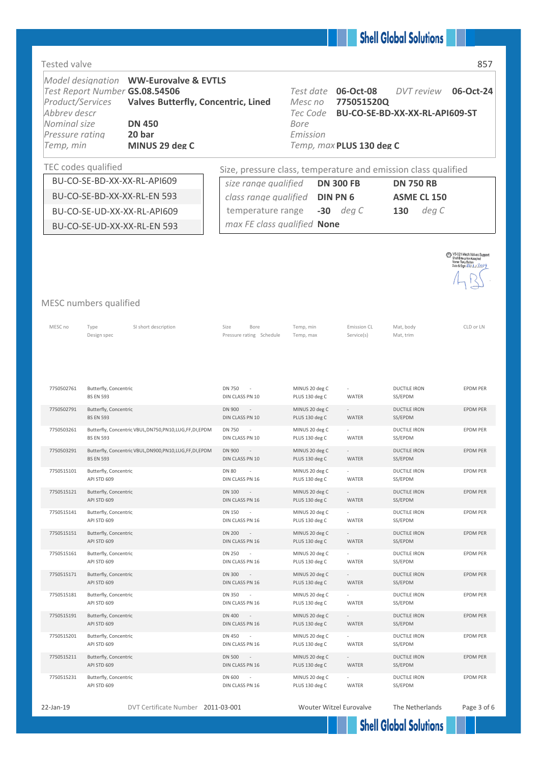## Tested valve

857

| | | | | | |
|---|---|---|---|---|---|
| *Model designation* | **WW-Eurovalve & EVTLS** | | | | |
| *Test Report Number* | **GS.08.54506** | *Test date* | **06-Oct-08** | *DVT review* | **06-Oct-24** |
| *Product/Services* | **Valves Butterfly, Concentric, Lined** | *Mesc no* | **775051520Q** | | |
| *Abbrev descr* | | *Tec Code* | **BU-CO-SE-BD-XX-XX-RL-API609-ST** | | |
| *Nominal size* | **DN 450** | *Bore* | | | |
| *Pressure rating* | **20 bar** | *Emission* | | | |
| *Temp, min* | **MINUS 29 deg C** | *Temp, max* | **PLUS 130 deg C** | | |

### TEC codes qualified

- BU-CO-SE-BD-XX-XX-RL-API609
- BU-CO-SE-BD-XX-XX-RL-EN 593
- BU-CO-SE-UD-XX-XX-RL-API609
- BU-CO-SE-UD-XX-XX-RL-EN 593

### Size, pressure class, temperature and emission class qualified

| | | |
|---|---|---|
| *size range qualified* | **DN 300 FB** | **DN 750 RB** |
| *class range qualified* | **DIN PN 6** | **ASME CL 150** |
| *temperature range* | **-30** *deg C* | **130** *deg C* |
| *max FE class qualified* | **None** | |

VS-021 Mech Valves Support
Shell Enterprise Accepted
Name: Tony Baston
Date & Sign: 21/1/2019

### MESC numbers qualified

| MESC no | Type / Design spec | SI short description | Size / Pressure rating | Bore / Schedule | Temp, min / Temp, max | Emission CL / Service(s) | Mat, body / Mat, trim | CLD or LN |
|---|---|---|---|---|---|---|---|---|
| 7750502761 | Butterfly, Concentric / BS EN 593 | | DN 750 / DIN CLASS PN 10 | - | MINUS 20 deg C / PLUS 130 deg C | - / WATER | DUCTILE IRON / SS/EPDM | EPDM PER |
| 7750502791 | Butterfly, Concentric / BS EN 593 | | DN 900 / DIN CLASS PN 10 | - | MINUS 20 deg C / PLUS 130 deg C | - / WATER | DUCTILE IRON / SS/EPDM | EPDM PER |
| 7750503261 | Butterfly, Concentric / BS EN 593 | VBUL,DN750,PN10,LUG,FF,DI,EPDM | DN 750 / DIN CLASS PN 10 | - | MINUS 20 deg C / PLUS 130 deg C | - / WATER | DUCTILE IRON / SS/EPDM | EPDM PER |
| 7750503291 | Butterfly, Concentric / BS EN 593 | VBUL,DN900,PN10,LUG,FF,DI,EPDM | DN 900 / DIN CLASS PN 10 | - | MINUS 20 deg C / PLUS 130 deg C | - / WATER | DUCTILE IRON / SS/EPDM | EPDM PER |
| 7750515101 | Butterfly, Concentric / API STD 609 | | DN 80 / DIN CLASS PN 16 | - | MINUS 20 deg C / PLUS 130 deg C | - / WATER | DUCTILE IRON / SS/EPDM | EPDM PER |
| 7750515121 | Butterfly, Concentric / API STD 609 | | DN 100 / DIN CLASS PN 16 | - | MINUS 20 deg C / PLUS 130 deg C | - / WATER | DUCTILE IRON / SS/EPDM | EPDM PER |
| 7750515141 | Butterfly, Concentric / API STD 609 | | DN 150 / DIN CLASS PN 16 | - | MINUS 20 deg C / PLUS 130 deg C | - / WATER | DUCTILE IRON / SS/EPDM | EPDM PER |
| 7750515151 | Butterfly, Concentric / API STD 609 | | DN 200 / DIN CLASS PN 16 | - | MINUS 20 deg C / PLUS 130 deg C | - / WATER | DUCTILE IRON / SS/EPDM | EPDM PER |
| 7750515161 | Butterfly, Concentric / API STD 609 | | DN 250 / DIN CLASS PN 16 | - | MINUS 20 deg C / PLUS 130 deg C | - / WATER | DUCTILE IRON / SS/EPDM | EPDM PER |
| 7750515171 | Butterfly, Concentric / API STD 609 | | DN 300 / DIN CLASS PN 16 | - | MINUS 20 deg C / PLUS 130 deg C | - / WATER | DUCTILE IRON / SS/EPDM | EPDM PER |
| 7750515181 | Butterfly, Concentric / API STD 609 | | DN 350 / DIN CLASS PN 16 | - | MINUS 20 deg C / PLUS 130 deg C | - / WATER | DUCTILE IRON / SS/EPDM | EPDM PER |
| 7750515191 | Butterfly, Concentric / API STD 609 | | DN 400 / DIN CLASS PN 16 | - | MINUS 20 deg C / PLUS 130 deg C | - / WATER | DUCTILE IRON / SS/EPDM | EPDM PER |
| 7750515201 | Butterfly, Concentric / API STD 609 | | DN 450 / DIN CLASS PN 16 | - | MINUS 20 deg C / PLUS 130 deg C | - / WATER | DUCTILE IRON / SS/EPDM | EPDM PER |
| 7750515211 | Butterfly, Concentric / API STD 609 | | DN 500 / DIN CLASS PN 16 | - | MINUS 20 deg C / PLUS 130 deg C | - / WATER | DUCTILE IRON / SS/EPDM | EPDM PER |
| 7750515231 | Butterfly, Concentric / API STD 609 | | DN 600 / DIN CLASS PN 16 | - | MINUS 20 deg C / PLUS 130 deg C | - / WATER | DUCTILE IRON / SS/EPDM | EPDM PER |

22-Jan-19 DVT Certificate Number 2011-03-001 Wouter Witzel Eurovalve The Netherlands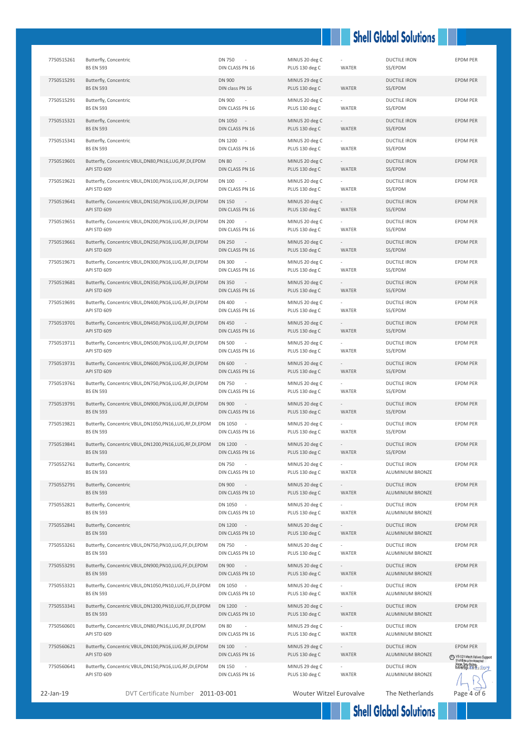| | | | | | | |
|---|---|---|---|---|---|---|
| 7750515261 | Butterfly, Concentric<br>BS EN 593 | DN 750 -<br>DIN CLASS PN 16 | MINUS 20 deg C<br>PLUS 130 deg C | -<br>WATER | DUCTILE IRON<br>SS/EPDM | EPDM PER |
| 7750515291 | Butterfly, Concentric<br>BS EN 593 | DN 900<br>DIN class PN 16 | MINUS 29 deg C<br>PLUS 130 deg C | WATER | DUCTILE IRON<br>SS/EPDM | EPDM PER |
| 7750515291 | Butterfly, Concentric<br>BS EN 593 | DN 900 -<br>DIN CLASS PN 16 | MINUS 20 deg C<br>PLUS 130 deg C | -<br>WATER | DUCTILE IRON<br>SS/EPDM | EPDM PER |
| 7750515321 | Butterfly, Concentric<br>BS EN 593 | DN 1050 -<br>DIN CLASS PN 16 | MINUS 20 deg C<br>PLUS 130 deg C | -<br>WATER | DUCTILE IRON<br>SS/EPDM | EPDM PER |
| 7750515341 | Butterfly, Concentric<br>BS EN 593 | DN 1200 -<br>DIN CLASS PN 16 | MINUS 20 deg C<br>PLUS 130 deg C | -<br>WATER | DUCTILE IRON<br>SS/EPDM | EPDM PER |
| 7750519601 | Butterfly, Concentric VBUL,DN80,PN16,LUG,RF,DI,EPDM<br>API STD 609 | DN 80 -<br>DIN CLASS PN 16 | MINUS 20 deg C<br>PLUS 130 deg C | -<br>WATER | DUCTILE IRON<br>SS/EPDM | EPDM PER |
| 7750519621 | Butterfly, Concentric VBUL,DN100,PN16,LUG,RF,DI,EPDM<br>API STD 609 | DN 100 -<br>DIN CLASS PN 16 | MINUS 20 deg C<br>PLUS 130 deg C | -<br>WATER | DUCTILE IRON<br>SS/EPDM | EPDM PER |
| 7750519641 | Butterfly, Concentric VBUL,DN150,PN16,LUG,RF,DI,EPDM<br>API STD 609 | DN 150 -<br>DIN CLASS PN 16 | MINUS 20 deg C<br>PLUS 130 deg C | -<br>WATER | DUCTILE IRON<br>SS/EPDM | EPDM PER |
| 7750519651 | Butterfly, Concentric VBUL,DN200,PN16,LUG,RF,DI,EPDM<br>API STD 609 | DN 200 -<br>DIN CLASS PN 16 | MINUS 20 deg C<br>PLUS 130 deg C | -<br>WATER | DUCTILE IRON<br>SS/EPDM | EPDM PER |
| 7750519661 | Butterfly, Concentric VBUL,DN250,PN16,LUG,RF,DI,EPDM<br>API STD 609 | DN 250 -<br>DIN CLASS PN 16 | MINUS 20 deg C<br>PLUS 130 deg C | -<br>WATER | DUCTILE IRON<br>SS/EPDM | EPDM PER |
| 7750519671 | Butterfly, Concentric VBUL,DN300,PN16,LUG,RF,DI,EPDM<br>API STD 609 | DN 300 -<br>DIN CLASS PN 16 | MINUS 20 deg C<br>PLUS 130 deg C | -<br>WATER | DUCTILE IRON<br>SS/EPDM | EPDM PER |
| 7750519681 | Butterfly, Concentric VBUL,DN350,PN16,LUG,RF,DI,EPDM<br>API STD 609 | DN 350 -<br>DIN CLASS PN 16 | MINUS 20 deg C<br>PLUS 130 deg C | -<br>WATER | DUCTILE IRON<br>SS/EPDM | EPDM PER |
| 7750519691 | Butterfly, Concentric VBUL,DN400,PN16,LUG,RF,DI,EPDM<br>API STD 609 | DN 400 -<br>DIN CLASS PN 16 | MINUS 20 deg C<br>PLUS 130 deg C | -<br>WATER | DUCTILE IRON<br>SS/EPDM | EPDM PER |
| 7750519701 | Butterfly, Concentric VBUL,DN450,PN16,LUG,RF,DI,EPDM<br>API STD 609 | DN 450 -<br>DIN CLASS PN 16 | MINUS 20 deg C<br>PLUS 130 deg C | -<br>WATER | DUCTILE IRON<br>SS/EPDM | EPDM PER |
| 7750519711 | Butterfly, Concentric VBUL,DN500,PN16,LUG,RF,DI,EPDM<br>API STD 609 | DN 500 -<br>DIN CLASS PN 16 | MINUS 20 deg C<br>PLUS 130 deg C | -<br>WATER | DUCTILE IRON<br>SS/EPDM | EPDM PER |
| 7750519731 | Butterfly, Concentric VBUL,DN600,PN16,LUG,RF,DI,EPDM<br>API STD 609 | DN 600 -<br>DIN CLASS PN 16 | MINUS 20 deg C<br>PLUS 130 deg C | -<br>WATER | DUCTILE IRON<br>SS/EPDM | EPDM PER |
| 7750519761 | Butterfly, Concentric VBUL,DN750,PN16,LUG,RF,DI,EPDM<br>BS EN 593 | DN 750 -<br>DIN CLASS PN 16 | MINUS 20 deg C<br>PLUS 130 deg C | -<br>WATER | DUCTILE IRON<br>SS/EPDM | EPDM PER |
| 7750519791 | Butterfly, Concentric VBUL,DN900,PN16,LUG,RF,DI,EPDM<br>BS EN 593 | DN 900 -<br>DIN CLASS PN 16 | MINUS 20 deg C<br>PLUS 130 deg C | -<br>WATER | DUCTILE IRON<br>SS/EPDM | EPDM PER |
| 7750519821 | Butterfly, Concentric VBUL,DN1050,PN16,LUG,RF,DI,EPDM<br>BS EN 593 | DN 1050 -<br>DIN CLASS PN 16 | MINUS 20 deg C<br>PLUS 130 deg C | -<br>WATER | DUCTILE IRON<br>SS/EPDM | EPDM PER |
| 7750519841 | Butterfly, Concentric VBUL,DN1200,PN16,LUG,RF,DI,EPDM<br>BS EN 593 | DN 1200 -<br>DIN CLASS PN 16 | MINUS 20 deg C<br>PLUS 130 deg C | -<br>WATER | DUCTILE IRON<br>SS/EPDM | EPDM PER |
| 7750552761 | Butterfly, Concentric<br>BS EN 593 | DN 750 -<br>DIN CLASS PN 10 | MINUS 20 deg C<br>PLUS 130 deg C | -<br>WATER | DUCTILE IRON<br>ALUMINIUM BRONZE | EPDM PER |
| 7750552791 | Butterfly, Concentric<br>BS EN 593 | DN 900 -<br>DIN CLASS PN 10 | MINUS 20 deg C<br>PLUS 130 deg C | -<br>WATER | DUCTILE IRON<br>ALUMINIUM BRONZE | EPDM PER |
| 7750552821 | Butterfly, Concentric<br>BS EN 593 | DN 1050 -<br>DIN CLASS PN 10 | MINUS 20 deg C<br>PLUS 130 deg C | -<br>WATER | DUCTILE IRON<br>ALUMINIUM BRONZE | EPDM PER |
| 7750552841 | Butterfly, Concentric<br>BS EN 593 | DN 1200 -<br>DIN CLASS PN 10 | MINUS 20 deg C<br>PLUS 130 deg C | -<br>WATER | DUCTILE IRON<br>ALUMINIUM BRONZE | EPDM PER |
| 7750553261 | Butterfly, Concentric VBUL,DN750,PN10,LUG,FF,DI,EPDM<br>BS EN 593 | DN 750 -<br>DIN CLASS PN 10 | MINUS 20 deg C<br>PLUS 130 deg C | -<br>WATER | DUCTILE IRON<br>ALUMINIUM BRONZE | EPDM PER |
| 7750553291 | Butterfly, Concentric VBUL,DN900,PN10,LUG,FF,DI,EPDM<br>BS EN 593 | DN 900 -<br>DIN CLASS PN 10 | MINUS 20 deg C<br>PLUS 130 deg C | -<br>WATER | DUCTILE IRON<br>ALUMINIUM BRONZE | EPDM PER |
| 7750553321 | Butterfly, Concentric VBUL,DN1050,PN10,LUG,FF,DI,EPDM<br>BS EN 593 | DN 1050 -<br>DIN CLASS PN 10 | MINUS 20 deg C<br>PLUS 130 deg C | -<br>WATER | DUCTILE IRON<br>ALUMINIUM BRONZE | EPDM PER |
| 7750553341 | Butterfly, Concentric VBUL,DN1200,PN10,LUG,FF,DI,EPDM<br>BS EN 593 | DN 1200 -<br>DIN CLASS PN 10 | MINUS 20 deg C<br>PLUS 130 deg C | -<br>WATER | DUCTILE IRON<br>ALUMINIUM BRONZE | EPDM PER |
| 7750560601 | Butterfly, Concentric VBUL,DN80,PN16,LUG,RF,DI,EPDM<br>API STD 609 | DN 80 -<br>DIN CLASS PN 16 | MINUS 29 deg C<br>PLUS 130 deg C | -<br>WATER | DUCTILE IRON<br>ALUMINIUM BRONZE | EPDM PER |
| 7750560621 | Butterfly, Concentric VBUL,DN100,PN16,LUG,RF,DI,EPDM<br>API STD 609 | DN 100 -<br>DIN CLASS PN 16 | MINUS 29 deg C<br>PLUS 130 deg C | -<br>WATER | DUCTILE IRON<br>ALUMINIUM BRONZE | EPDM PER |
| 7750560641 | Butterfly, Concentric VBUL,DN150,PN16,LUG,RF,DI,EPDM<br>API STD 609 | DN 150 -<br>DIN CLASS PN 16 | MINUS 29 deg C<br>PLUS 130 deg C | -<br>WATER | DUCTILE IRON<br>ALUMINIUM BRONZE | |

22-Jan-19 DVT Certificate Number 2011-03-001 Wouter Witzel Eurovalve The Netherlands

VS-021 Mech Valves Support
Shell Enterprise Accepted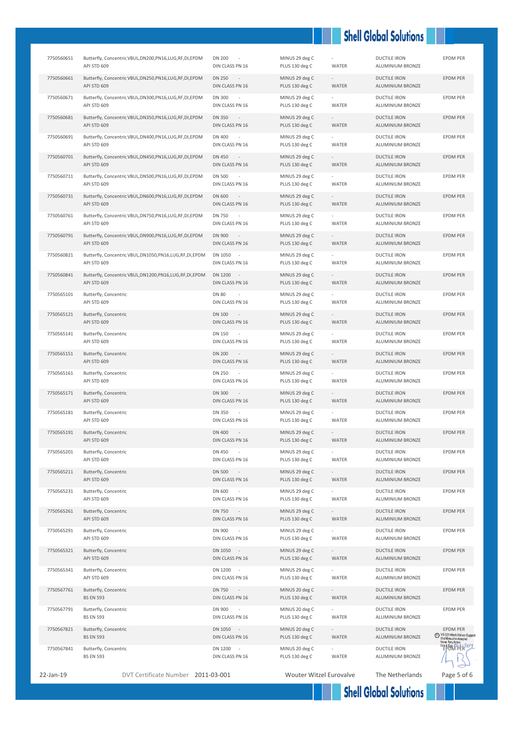| | | | | | | |
|---|---|---|---|---|---|---|
| 7750560651 | Butterfly, Concentric VBUL,DN200,PN16,LUG,RF,DI,EPDM<br>API STD 609 | DN 200 -<br>DIN CLASS PN 16 | MINUS 29 deg C<br>PLUS 130 deg C | -<br>WATER | DUCTILE IRON<br>ALUMINIUM BRONZE | EPDM PER |
| 7750560661 | Butterfly, Concentric VBUL,DN250,PN16,LUG,RF,DI,EPDM<br>API STD 609 | DN 250 -<br>DIN CLASS PN 16 | MINUS 29 deg C<br>PLUS 130 deg C | -<br>WATER | DUCTILE IRON<br>ALUMINIUM BRONZE | EPDM PER |
| 7750560671 | Butterfly, Concentric VBUL,DN300,PN16,LUG,RF,DI,EPDM<br>API STD 609 | DN 300 -<br>DIN CLASS PN 16 | MINUS 29 deg C<br>PLUS 130 deg C | -<br>WATER | DUCTILE IRON<br>ALUMINIUM BRONZE | EPDM PER |
| 7750560681 | Butterfly, Concentric VBUL,DN350,PN16,LUG,RF,DI,EPDM<br>API STD 609 | DN 350 -<br>DIN CLASS PN 16 | MINUS 29 deg C<br>PLUS 130 deg C | -<br>WATER | DUCTILE IRON<br>ALUMINIUM BRONZE | EPDM PER |
| 7750560691 | Butterfly, Concentric VBUL,DN400,PN16,LUG,RF,DI,EPDM<br>API STD 609 | DN 400 -<br>DIN CLASS PN 16 | MINUS 29 deg C<br>PLUS 130 deg C | -<br>WATER | DUCTILE IRON<br>ALUMINIUM BRONZE | EPDM PER |
| 7750560701 | Butterfly, Concentric VBUL,DN450,PN16,LUG,RF,DI,EPDM<br>API STD 609 | DN 450 -<br>DIN CLASS PN 16 | MINUS 29 deg C<br>PLUS 130 deg C | -<br>WATER | DUCTILE IRON<br>ALUMINIUM BRONZE | EPDM PER |
| 7750560711 | Butterfly, Concentric VBUL,DN500,PN16,LUG,RF,DI,EPDM<br>API STD 609 | DN 500 -<br>DIN CLASS PN 16 | MINUS 29 deg C<br>PLUS 130 deg C | -<br>WATER | DUCTILE IRON<br>ALUMINIUM BRONZE | EPDM PER |
| 7750560731 | Butterfly, Concentric VBUL,DN600,PN16,LUG,RF,DI,EPDM<br>API STD 609 | DN 600 -<br>DIN CLASS PN 16 | MINUS 29 deg C<br>PLUS 130 deg C | -<br>WATER | DUCTILE IRON<br>ALUMINIUM BRONZE | EPDM PER |
| 7750560761 | Butterfly, Concentric VBUL,DN750,PN16,LUG,RF,DI,EPDM<br>API STD 609 | DN 750 -<br>DIN CLASS PN 16 | MINUS 29 deg C<br>PLUS 130 deg C | -<br>WATER | DUCTILE IRON<br>ALUMINIUM BRONZE | EPDM PER |
| 7750560791 | Butterfly, Concentric VBUL,DN900,PN16,LUG,RF,DI,EPDM<br>API STD 609 | DN 900 -<br>DIN CLASS PN 16 | MINUS 29 deg C<br>PLUS 130 deg C | -<br>WATER | DUCTILE IRON<br>ALUMINIUM BRONZE | EPDM PER |
| 7750560821 | Butterfly, Concentric VBUL,DN1050,PN16,LUG,RF,DI,EPDM<br>API STD 609 | DN 1050 -<br>DIN CLASS PN 16 | MINUS 29 deg C<br>PLUS 130 deg C | -<br>WATER | DUCTILE IRON<br>ALUMINIUM BRONZE | EPDM PER |
| 7750560841 | Butterfly, Concentric VBUL,DN1200,PN16,LUG,RF,DI,EPDM<br>API STD 609 | DN 1200 -<br>DIN CLASS PN 16 | MINUS 29 deg C<br>PLUS 130 deg C | -<br>WATER | DUCTILE IRON<br>ALUMINIUM BRONZE | EPDM PER |
| 7750565101 | Butterfly, Concentric<br>API STD 609 | DN 80 -<br>DIN CLASS PN 16 | MINUS 29 deg C<br>PLUS 130 deg C | -<br>WATER | DUCTILE IRON<br>ALUMINIUM BRONZE | EPDM PER |
| 7750565121 | Butterfly, Concentric<br>API STD 609 | DN 100 -<br>DIN CLASS PN 16 | MINUS 29 deg C<br>PLUS 130 deg C | -<br>WATER | DUCTILE IRON<br>ALUMINIUM BRONZE | EPDM PER |
| 7750565141 | Butterfly, Concentric<br>API STD 609 | DN 150 -<br>DIN CLASS PN 16 | MINUS 29 deg C<br>PLUS 130 deg C | -<br>WATER | DUCTILE IRON<br>ALUMINIUM BRONZE | EPDM PER |
| 7750565151 | Butterfly, Concentric<br>API STD 609 | DN 200 -<br>DIN CLASS PN 16 | MINUS 29 deg C<br>PLUS 130 deg C | -<br>WATER | DUCTILE IRON<br>ALUMINIUM BRONZE | EPDM PER |
| 7750565161 | Butterfly, Concentric<br>API STD 609 | DN 250 -<br>DIN CLASS PN 16 | MINUS 29 deg C<br>PLUS 130 deg C | -<br>WATER | DUCTILE IRON<br>ALUMINIUM BRONZE | EPDM PER |
| 7750565171 | Butterfly, Concentric<br>API STD 609 | DN 300 -<br>DIN CLASS PN 16 | MINUS 29 deg C<br>PLUS 130 deg C | -<br>WATER | DUCTILE IRON<br>ALUMINIUM BRONZE | EPDM PER |
| 7750565181 | Butterfly, Concentric<br>API STD 609 | DN 350 -<br>DIN CLASS PN 16 | MINUS 29 deg C<br>PLUS 130 deg C | -<br>WATER | DUCTILE IRON<br>ALUMINIUM BRONZE | EPDM PER |
| 7750565191 | Butterfly, Concentric<br>API STD 609 | DN 400 -<br>DIN CLASS PN 16 | MINUS 29 deg C<br>PLUS 130 deg C | -<br>WATER | DUCTILE IRON<br>ALUMINIUM BRONZE | EPDM PER |
| 7750565201 | Butterfly, Concentric<br>API STD 609 | DN 450 -<br>DIN CLASS PN 16 | MINUS 29 deg C<br>PLUS 130 deg C | -<br>WATER | DUCTILE IRON<br>ALUMINIUM BRONZE | EPDM PER |
| 7750565211 | Butterfly, Concentric<br>API STD 609 | DN 500 -<br>DIN CLASS PN 16 | MINUS 29 deg C<br>PLUS 130 deg C | -<br>WATER | DUCTILE IRON<br>ALUMINIUM BRONZE | EPDM PER |
| 7750565231 | Butterfly, Concentric<br>API STD 609 | DN 600 -<br>DIN CLASS PN 16 | MINUS 29 deg C<br>PLUS 130 deg C | -<br>WATER | DUCTILE IRON<br>ALUMINIUM BRONZE | EPDM PER |
| 7750565261 | Butterfly, Concentric<br>API STD 609 | DN 750 -<br>DIN CLASS PN 16 | MINUS 29 deg C<br>PLUS 130 deg C | -<br>WATER | DUCTILE IRON<br>ALUMINIUM BRONZE | EPDM PER |
| 7750565291 | Butterfly, Concentric<br>API STD 609 | DN 900 -<br>DIN CLASS PN 16 | MINUS 29 deg C<br>PLUS 130 deg C | -<br>WATER | DUCTILE IRON<br>ALUMINIUM BRONZE | EPDM PER |
| 7750565321 | Butterfly, Concentric<br>API STD 609 | DN 1050 -<br>DIN CLASS PN 16 | MINUS 29 deg C<br>PLUS 130 deg C | -<br>WATER | DUCTILE IRON<br>ALUMINIUM BRONZE | EPDM PER |
| 7750565341 | Butterfly, Concentric<br>API STD 609 | DN 1200 -<br>DIN CLASS PN 16 | MINUS 29 deg C<br>PLUS 130 deg C | -<br>WATER | DUCTILE IRON<br>ALUMINIUM BRONZE | EPDM PER |
| 7750567761 | Butterfly, Concentric<br>BS EN 593 | DN 750 -<br>DIN CLASS PN 16 | MINUS 20 deg C<br>PLUS 130 deg C | -<br>WATER | DUCTILE IRON<br>ALUMINIUM BRONZE | EPDM PER |
| 7750567791 | Butterfly, Concentric<br>BS EN 593 | DN 900 -<br>DIN CLASS PN 16 | MINUS 20 deg C<br>PLUS 130 deg C | -<br>WATER | DUCTILE IRON<br>ALUMINIUM BRONZE | EPDM PER |
| 7750567821 | Butterfly, Concentric<br>BS EN 593 | DN 1050 -<br>DIN CLASS PN 16 | MINUS 20 deg C<br>PLUS 130 deg C | -<br>WATER | DUCTILE IRON<br>ALUMINIUM BRONZE | EPDM PER |
| 7750567841 | Butterfly, Concentric<br>BS EN 593 | DN 1200 -<br>DIN CLASS PN 16 | MINUS 20 deg C<br>PLUS 130 deg C | -<br>WATER | DUCTILE IRON<br>ALUMINIUM BRONZE | EPDM PER |

VS-021 Mech.Valves Support
Shell Enterprise Accepted
Name: Tony Bolton
Date & Sign: 21/1/2019

22-Jan-19 DVT Certificate Number 2011-03-001 Wouter Witzel Eurovalve The Netherlands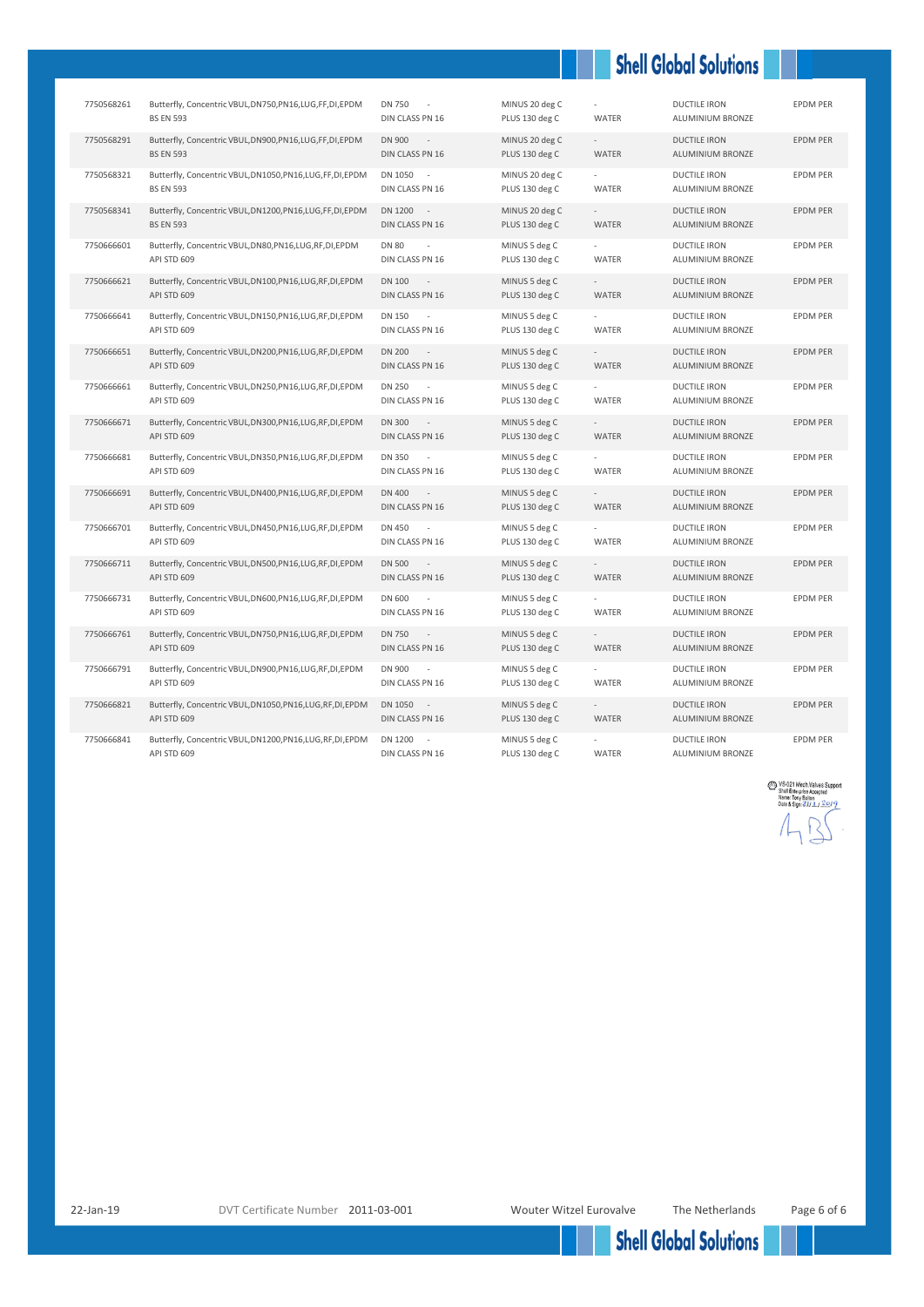| | | | | | | |
|---|---|---|---|---|---|---|
| 7750568261 | Butterfly, Concentric VBUL,DN750,PN16,LUG,FF,DI,EPDM BS EN 593 | DN 750 - DIN CLASS PN 16 | MINUS 20 deg C PLUS 130 deg C | - WATER | DUCTILE IRON ALUMINIUM BRONZE | EPDM PER |
| 7750568291 | Butterfly, Concentric VBUL,DN900,PN16,LUG,FF,DI,EPDM BS EN 593 | DN 900 - DIN CLASS PN 16 | MINUS 20 deg C PLUS 130 deg C | - WATER | DUCTILE IRON ALUMINIUM BRONZE | EPDM PER |
| 7750568321 | Butterfly, Concentric VBUL,DN1050,PN16,LUG,FF,DI,EPDM BS EN 593 | DN 1050 - DIN CLASS PN 16 | MINUS 20 deg C PLUS 130 deg C | - WATER | DUCTILE IRON ALUMINIUM BRONZE | EPDM PER |
| 7750568341 | Butterfly, Concentric VBUL,DN1200,PN16,LUG,FF,DI,EPDM BS EN 593 | DN 1200 - DIN CLASS PN 16 | MINUS 20 deg C PLUS 130 deg C | - WATER | DUCTILE IRON ALUMINIUM BRONZE | EPDM PER |
| 7750666601 | Butterfly, Concentric VBUL,DN80,PN16,LUG,RF,DI,EPDM API STD 609 | DN 80 - DIN CLASS PN 16 | MINUS 5 deg C PLUS 130 deg C | - WATER | DUCTILE IRON ALUMINIUM BRONZE | EPDM PER |
| 7750666621 | Butterfly, Concentric VBUL,DN100,PN16,LUG,RF,DI,EPDM API STD 609 | DN 100 - DIN CLASS PN 16 | MINUS 5 deg C PLUS 130 deg C | - WATER | DUCTILE IRON ALUMINIUM BRONZE | EPDM PER |
| 7750666641 | Butterfly, Concentric VBUL,DN150,PN16,LUG,RF,DI,EPDM API STD 609 | DN 150 - DIN CLASS PN 16 | MINUS 5 deg C PLUS 130 deg C | - WATER | DUCTILE IRON ALUMINIUM BRONZE | EPDM PER |
| 7750666651 | Butterfly, Concentric VBUL,DN200,PN16,LUG,RF,DI,EPDM API STD 609 | DN 200 - DIN CLASS PN 16 | MINUS 5 deg C PLUS 130 deg C | - WATER | DUCTILE IRON ALUMINIUM BRONZE | EPDM PER |
| 7750666661 | Butterfly, Concentric VBUL,DN250,PN16,LUG,RF,DI,EPDM API STD 609 | DN 250 - DIN CLASS PN 16 | MINUS 5 deg C PLUS 130 deg C | - WATER | DUCTILE IRON ALUMINIUM BRONZE | EPDM PER |
| 7750666671 | Butterfly, Concentric VBUL,DN300,PN16,LUG,RF,DI,EPDM API STD 609 | DN 300 - DIN CLASS PN 16 | MINUS 5 deg C PLUS 130 deg C | - WATER | DUCTILE IRON ALUMINIUM BRONZE | EPDM PER |
| 7750666681 | Butterfly, Concentric VBUL,DN350,PN16,LUG,RF,DI,EPDM API STD 609 | DN 350 - DIN CLASS PN 16 | MINUS 5 deg C PLUS 130 deg C | - WATER | DUCTILE IRON ALUMINIUM BRONZE | EPDM PER |
| 7750666691 | Butterfly, Concentric VBUL,DN400,PN16,LUG,RF,DI,EPDM API STD 609 | DN 400 - DIN CLASS PN 16 | MINUS 5 deg C PLUS 130 deg C | - WATER | DUCTILE IRON ALUMINIUM BRONZE | EPDM PER |
| 7750666701 | Butterfly, Concentric VBUL,DN450,PN16,LUG,RF,DI,EPDM API STD 609 | DN 450 - DIN CLASS PN 16 | MINUS 5 deg C PLUS 130 deg C | - WATER | DUCTILE IRON ALUMINIUM BRONZE | EPDM PER |
| 7750666711 | Butterfly, Concentric VBUL,DN500,PN16,LUG,RF,DI,EPDM API STD 609 | DN 500 - DIN CLASS PN 16 | MINUS 5 deg C PLUS 130 deg C | - WATER | DUCTILE IRON ALUMINIUM BRONZE | EPDM PER |
| 7750666731 | Butterfly, Concentric VBUL,DN600,PN16,LUG,RF,DI,EPDM API STD 609 | DN 600 - DIN CLASS PN 16 | MINUS 5 deg C PLUS 130 deg C | - WATER | DUCTILE IRON ALUMINIUM BRONZE | EPDM PER |
| 7750666761 | Butterfly, Concentric VBUL,DN750,PN16,LUG,RF,DI,EPDM API STD 609 | DN 750 - DIN CLASS PN 16 | MINUS 5 deg C PLUS 130 deg C | - WATER | DUCTILE IRON ALUMINIUM BRONZE | EPDM PER |
| 7750666791 | Butterfly, Concentric VBUL,DN900,PN16,LUG,RF,DI,EPDM API STD 609 | DN 900 - DIN CLASS PN 16 | MINUS 5 deg C PLUS 130 deg C | - WATER | DUCTILE IRON ALUMINIUM BRONZE | EPDM PER |
| 7750666821 | Butterfly, Concentric VBUL,DN1050,PN16,LUG,RF,DI,EPDM API STD 609 | DN 1050 - DIN CLASS PN 16 | MINUS 5 deg C PLUS 130 deg C | - WATER | DUCTILE IRON ALUMINIUM BRONZE | EPDM PER |
| 7750666841 | Butterfly, Concentric VBUL,DN1200,PN16,LUG,RF,DI,EPDM API STD 609 | DN 1200 - DIN CLASS PN 16 | MINUS 5 deg C PLUS 130 deg C | - WATER | DUCTILE IRON ALUMINIUM BRONZE | EPDM PER |

VS-021 Mech.Valves Support
Shell Enterprise Accepted
Name: Tony Bolton
Date & Sign: 31/1/2019

22-Jan-19 DVT Certificate Number 2011-03-001 Wouter Witzel Eurovalve The Netherlands